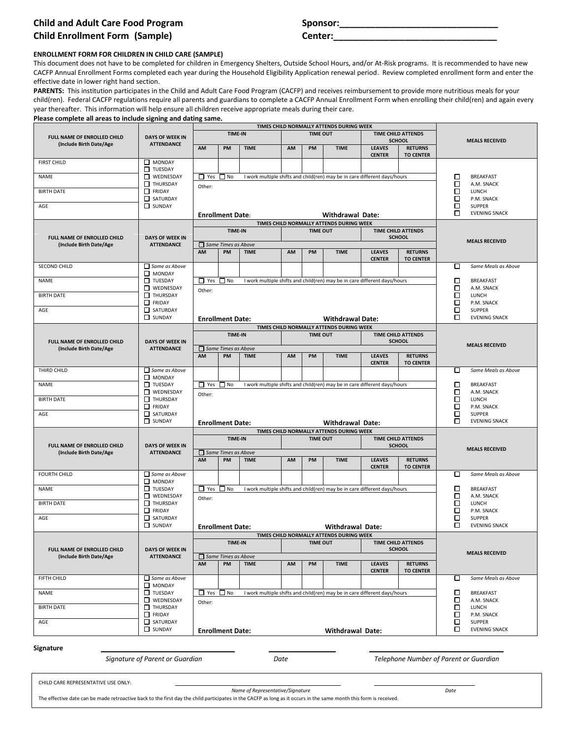# Child and Adult Care Food Program
# Child Enrollment Form (Sample)

**Sponsor:**______________________________

**Center:**______________________________

**ENROLLMENT FORM FOR CHILDREN IN CHILD CARE (SAMPLE)**

This document does not have to be completed for children in Emergency Shelters, Outside School Hours, and/or At-Risk programs. It is recommended to have new CACFP Annual Enrollment Forms completed each year during the Household Eligibility Application renewal period. Review completed enrollment form and enter the effective date in lower right hand section.

**PARENTS:** This institution participates in the Child and Adult Care Food Program (CACFP) and receives reimbursement to provide more nutritious meals for your child(ren). Federal CACFP regulations require all parents and guardians to complete a CACFP Annual Enrollment Form when enrolling their child(ren) and again every year thereafter. This information will help ensure all children receive appropriate meals during their care.

**Please complete all areas to include signing and dating same.**

| FULL NAME OF ENROLLED CHILD (Include Birth Date/Age | DAYS OF WEEK IN ATTENDANCE | TIMES CHILD NORMALLY ATTENDS DURING WEEK | | | | | | | | MEALS RECEIVED |
|---|---|---|---|---|---|---|---|---|---|---|
| | | TIME-IN | | | TIME OUT | | | TIME CHILD ATTENDS SCHOOL | | |
| | | AM | PM | TIME | AM | PM | TIME | LEAVES CENTER | RETURNS TO CENTER | |
| FIRST CHILD | ☐ MONDAY ☐ TUESDAY | | | | | | | | | |
| NAME | ☐ WEDNESDAY ☐ THURSDAY | ☐ Yes ☐ No I work multiple shifts and child(ren) may be in care different days/hours | | | | | | | | ☐ BREAKFAST ☐ A.M. SNACK |
| BIRTH DATE | ☐ FRIDAY ☐ SATURDAY | Other: | | | | | | | | ☐ LUNCH ☐ P.M. SNACK |
| AGE | ☐ SUNDAY | **Enrollment Date:** **Withdrawal Date:** | | | | | | | | ☐ SUPPER ☐ EVENING SNACK |

| FULL NAME OF ENROLLED CHILD (Include Birth Date/Age | DAYS OF WEEK IN ATTENDANCE | TIMES CHILD NORMALLY ATTENDS DURING WEEK | | | | | | | | MEALS RECEIVED |
|---|---|---|---|---|---|---|---|---|---|---|
| | | TIME-IN | | | TIME OUT | | | TIME CHILD ATTENDS SCHOOL | | |
| | | ☐ *Same Times as Above* | | | | | | | | |
| | | AM | PM | TIME | AM | PM | TIME | LEAVES CENTER | RETURNS TO CENTER | |
| SECOND CHILD | ☐ *Same as Above* ☐ MONDAY | | | | | | | | | ☐ *Same Meals as Above* |
| NAME | ☐ TUESDAY ☐ WEDNESDAY | ☐ Yes ☐ No I work multiple shifts and child(ren) may be in care different days/hours | | | | | | | | ☐ BREAKFAST ☐ A.M. SNACK |
| BIRTH DATE | ☐ THURSDAY ☐ FRIDAY | Other: | | | | | | | | ☐ LUNCH ☐ P.M. SNACK |
| AGE | ☐ SATURDAY ☐ SUNDAY | **Enrollment Date:** **Withdrawal Date:** | | | | | | | | ☐ SUPPER ☐ EVENING SNACK |

| FULL NAME OF ENROLLED CHILD (Include Birth Date/Age | DAYS OF WEEK IN ATTENDANCE | TIMES CHILD NORMALLY ATTENDS DURING WEEK | | | | | | | | MEALS RECEIVED |
|---|---|---|---|---|---|---|---|---|---|---|
| | | TIME-IN | | | TIME OUT | | | TIME CHILD ATTENDS SCHOOL | | |
| | | ☐ *Same Times as Above* | | | | | | | | |
| | | AM | PM | TIME | AM | PM | TIME | LEAVES CENTER | RETURNS TO CENTER | |
| THIRD CHILD | ☐ *Same as Above* ☐ MONDAY | | | | | | | | | ☐ *Same Meals as Above* |
| NAME | ☐ TUESDAY ☐ WEDNESDAY | ☐ Yes ☐ No I work multiple shifts and child(ren) may be in care different days/hours | | | | | | | | ☐ BREAKFAST ☐ A.M. SNACK |
| BIRTH DATE | ☐ THURSDAY ☐ FRIDAY | Other: | | | | | | | | ☐ LUNCH ☐ P.M. SNACK |
| AGE | ☐ SATURDAY ☐ SUNDAY | **Enrollment Date:** **Withdrawal Date:** | | | | | | | | ☐ SUPPER ☐ EVENING SNACK |

| FULL NAME OF ENROLLED CHILD (Include Birth Date/Age | DAYS OF WEEK IN ATTENDANCE | TIMES CHILD NORMALLY ATTENDS DURING WEEK | | | | | | | | MEALS RECEIVED |
|---|---|---|---|---|---|---|---|---|---|---|
| | | TIME-IN | | | TIME OUT | | | TIME CHILD ATTENDS SCHOOL | | |
| | | ☐ *Same Times as Above* | | | | | | | | |
| | | AM | PM | TIME | AM | PM | TIME | LEAVES CENTER | RETURNS TO CENTER | |
| FOURTH CHILD | ☐ *Same as Above* ☐ MONDAY | | | | | | | | | ☐ *Same Meals as Above* |
| NAME | ☐ TUESDAY ☐ WEDNESDAY | ☐ Yes ☐ No I work multiple shifts and child(ren) may be in care different days/hours | | | | | | | | ☐ BREAKFAST ☐ A.M. SNACK |
| BIRTH DATE | ☐ THURSDAY ☐ FRIDAY | Other: | | | | | | | | ☐ LUNCH ☐ P.M. SNACK |
| AGE | ☐ SATURDAY ☐ SUNDAY | **Enrollment Date:** **Withdrawal Date:** | | | | | | | | ☐ SUPPER ☐ EVENING SNACK |

| FULL NAME OF ENROLLED CHILD (Include Birth Date/Age | DAYS OF WEEK IN ATTENDANCE | TIMES CHILD NORMALLY ATTENDS DURING WEEK | | | | | | | | MEALS RECEIVED |
|---|---|---|---|---|---|---|---|---|---|---|
| | | TIME-IN | | | TIME OUT | | | TIME CHILD ATTENDS SCHOOL | | |
| | | ☐ *Same Times as Above* | | | | | | | | |
| | | AM | PM | TIME | AM | PM | TIME | LEAVES CENTER | RETURNS TO CENTER | |
| FIFTH CHILD | ☐ *Same as Above* ☐ MONDAY | | | | | | | | | ☐ *Same Meals as Above* |
| NAME | ☐ TUESDAY ☐ WEDNESDAY | ☐ Yes ☐ No I work multiple shifts and child(ren) may be in care different days/hours | | | | | | | | ☐ BREAKFAST ☐ A.M. SNACK |
| BIRTH DATE | ☐ THURSDAY ☐ FRIDAY | Other: | | | | | | | | ☐ LUNCH ☐ P.M. SNACK |
| AGE | ☐ SATURDAY ☐ SUNDAY | **Enrollment Date:** **Withdrawal Date:** | | | | | | | | ☐ SUPPER ☐ EVENING SNACK |

**Signature**

______________________________ ______________ ______________________________

*Signature of Parent or Guardian* *Date* *Telephone Number of Parent or Guardian*

---

CHILD CARE REPRESENTATIVE USE ONLY:

______________________________ ______________

*Name of Representative/Signature* *Date*

The effective date can be made retroactive back to the first day the child participates in the CACFP as long as it occurs in the same month this form is received.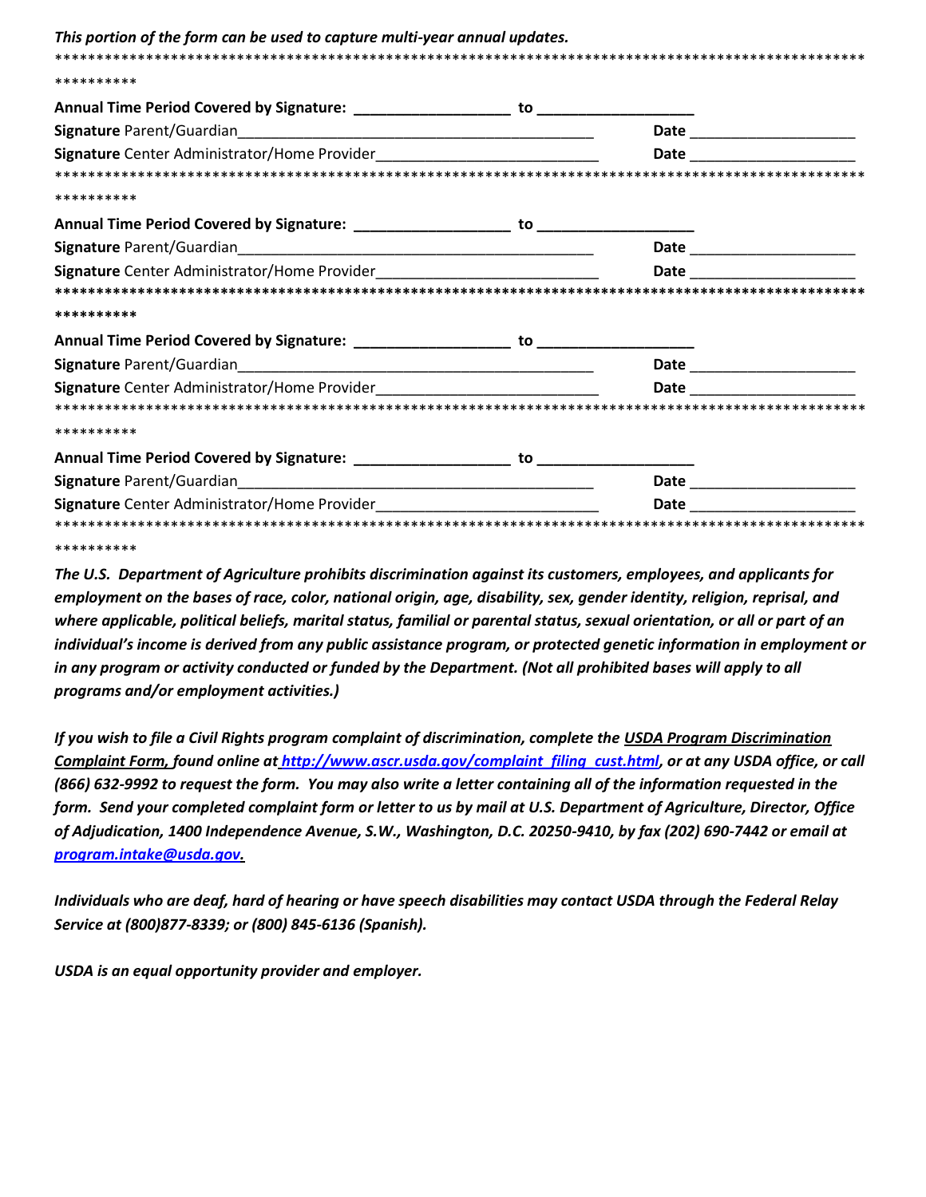*This portion of the form can be used to capture multi-year annual updates.*

************************************************************************************************************

**Annual Time Period Covered by Signature:** ___________________ **to** ___________________

**Signature** Parent/Guardian_____________________________________________ **Date** ____________________

**Signature** Center Administrator/Home Provider__________________________ **Date** ____________________

************************************************************************************************************

**Annual Time Period Covered by Signature:** ___________________ **to** ___________________

**Signature** Parent/Guardian_____________________________________________ **Date** ____________________

**Signature** Center Administrator/Home Provider__________________________ **Date** ____________________

************************************************************************************************************

**Annual Time Period Covered by Signature:** ___________________ **to** ___________________

**Signature** Parent/Guardian_____________________________________________ **Date** ____________________

**Signature** Center Administrator/Home Provider__________________________ **Date** ____________________

************************************************************************************************************

**Annual Time Period Covered by Signature:** ___________________ **to** ___________________

**Signature** Parent/Guardian_____________________________________________ **Date** ____________________

**Signature** Center Administrator/Home Provider__________________________ **Date** ____________________

************************************************************************************************************

***The U.S. Department of Agriculture prohibits discrimination against its customers, employees, and applicants for employment on the bases of race, color, national origin, age, disability, sex, gender identity, religion, reprisal, and where applicable, political beliefs, marital status, familial or parental status, sexual orientation, or all or part of an individual's income is derived from any public assistance program, or protected genetic information in employment or in any program or activity conducted or funded by the Department. (Not all prohibited bases will apply to all programs and/or employment activities.)***

***If you wish to file a Civil Rights program complaint of discrimination, complete the USDA Program Discrimination Complaint Form, found online at http://www.ascr.usda.gov/complaint_filing_cust.html, or at any USDA office, or call (866) 632-9992 to request the form. You may also write a letter containing all of the information requested in the form. Send your completed complaint form or letter to us by mail at U.S. Department of Agriculture, Director, Office of Adjudication, 1400 Independence Avenue, S.W., Washington, D.C. 20250-9410, by fax (202) 690-7442 or email at program.intake@usda.gov.***

***Individuals who are deaf, hard of hearing or have speech disabilities may contact USDA through the Federal Relay Service at (800)877-8339; or (800) 845-6136 (Spanish).***

***USDA is an equal opportunity provider and employer.***